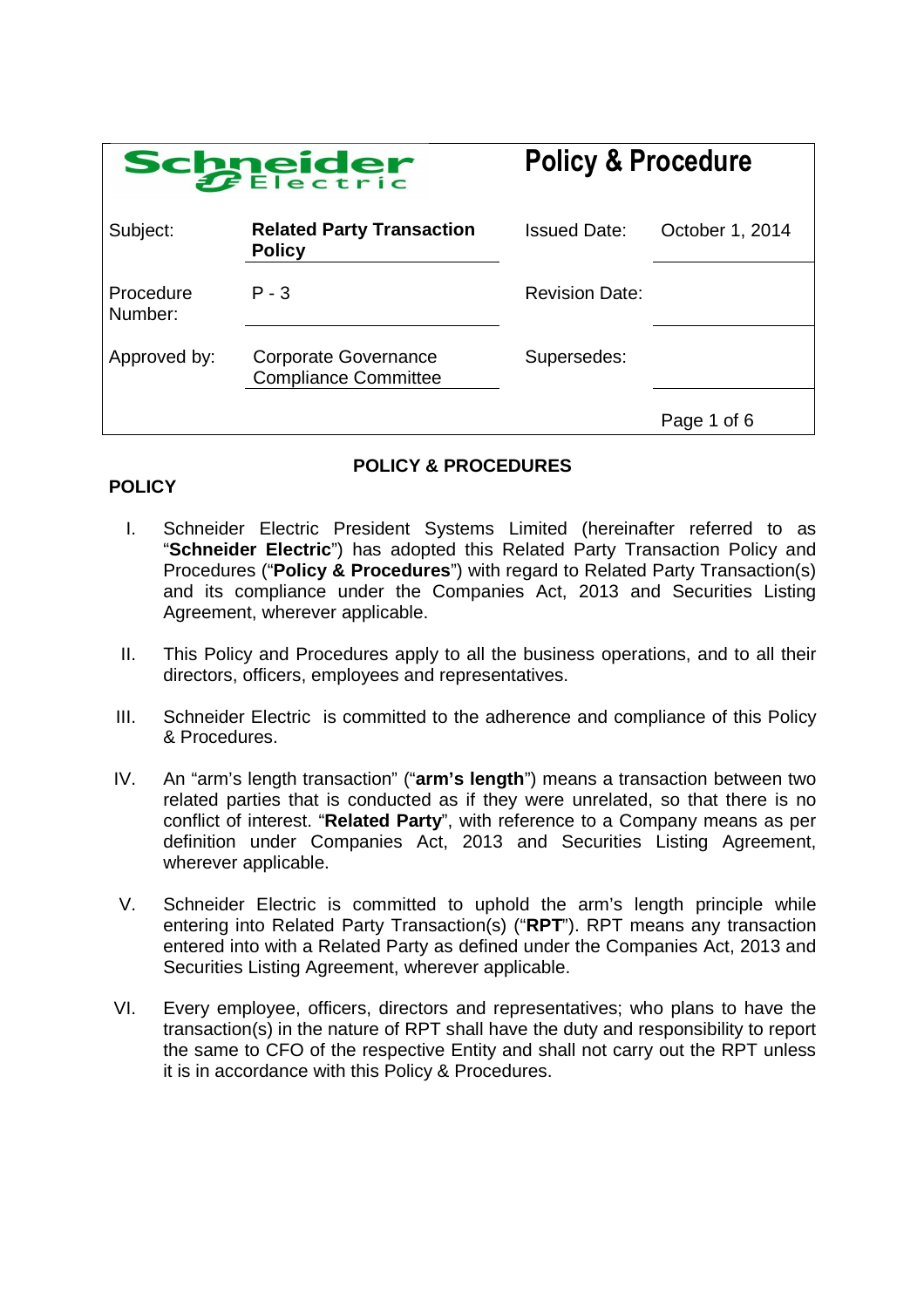| Schneider Electric | | Policy & Procedure | |
|---|---|---|---|
| Subject: | **Related Party Transaction Policy** | Issued Date: | October 1, 2014 |
| Procedure Number: | P - 3 | Revision Date: | |
| Approved by: | Corporate Governance Compliance Committee | Supersedes: | |

## POLICY & PROCEDURES

### POLICY

I. Schneider Electric President Systems Limited (hereinafter referred to as "**Schneider Electric**") has adopted this Related Party Transaction Policy and Procedures ("**Policy & Procedures**") with regard to Related Party Transaction(s) and its compliance under the Companies Act, 2013 and Securities Listing Agreement, wherever applicable.

II. This Policy and Procedures apply to all the business operations, and to all their directors, officers, employees and representatives.

III. Schneider Electric is committed to the adherence and compliance of this Policy & Procedures.

IV. An "arm's length transaction" ("**arm's length**") means a transaction between two related parties that is conducted as if they were unrelated, so that there is no conflict of interest. "**Related Party**", with reference to a Company means as per definition under Companies Act, 2013 and Securities Listing Agreement, wherever applicable.

V. Schneider Electric is committed to uphold the arm's length principle while entering into Related Party Transaction(s) ("**RPT**"). RPT means any transaction entered into with a Related Party as defined under the Companies Act, 2013 and Securities Listing Agreement, wherever applicable.

VI. Every employee, officers, directors and representatives; who plans to have the transaction(s) in the nature of RPT shall have the duty and responsibility to report the same to CFO of the respective Entity and shall not carry out the RPT unless it is in accordance with this Policy & Procedures.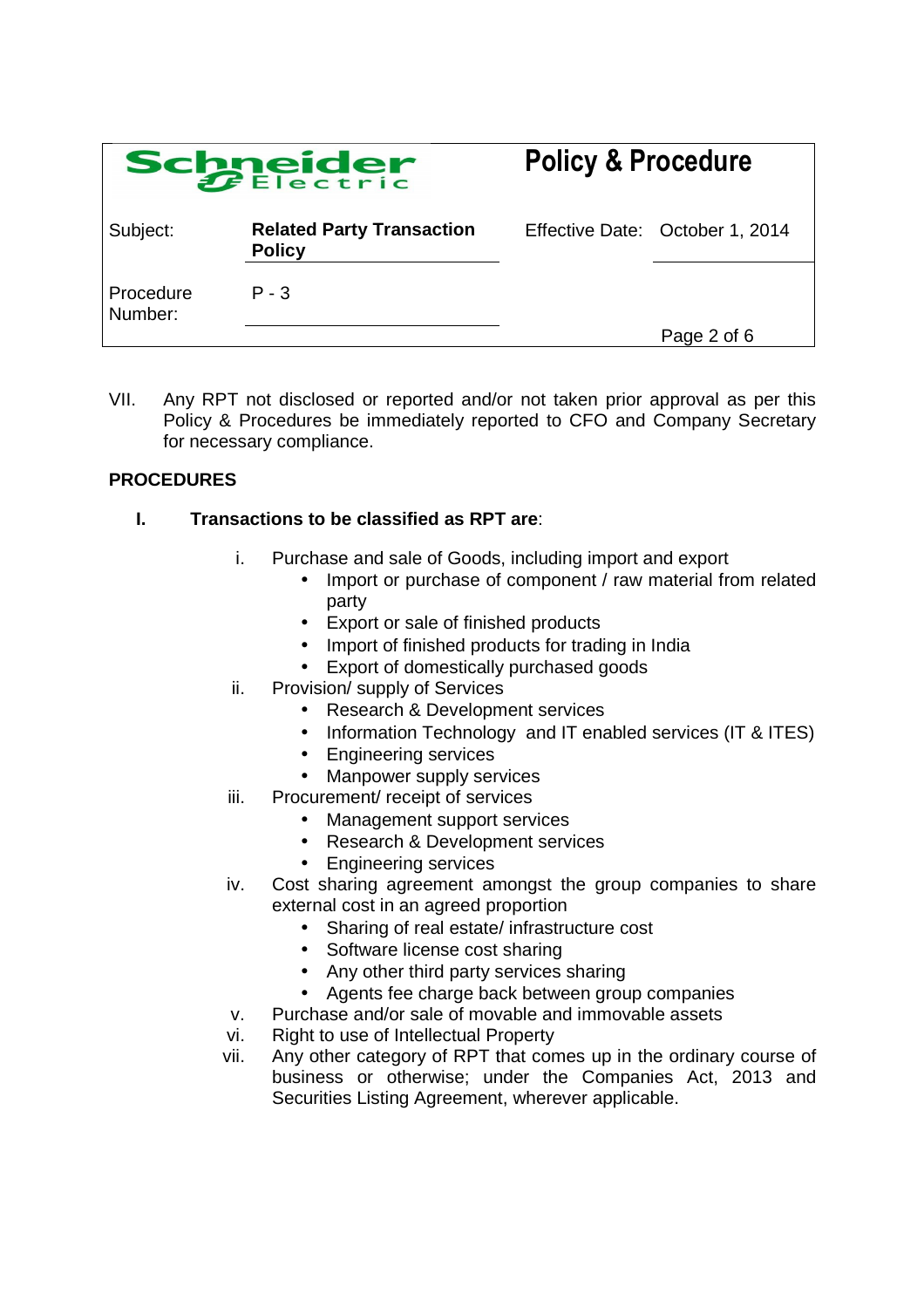VII. Any RPT not disclosed or reported and/or not taken prior approval as per this Policy & Procedures be immediately reported to CFO and Company Secretary for necessary compliance.

**PROCEDURES**

**I. Transactions to be classified as RPT are**:

i. Purchase and sale of Goods, including import and export
   - Import or purchase of component / raw material from related party
   - Export or sale of finished products
   - Import of finished products for trading in India
   - Export of domestically purchased goods

ii. Provision/ supply of Services
   - Research & Development services
   - Information Technology and IT enabled services (IT & ITES)
   - Engineering services
   - Manpower supply services

iii. Procurement/ receipt of services
   - Management support services
   - Research & Development services
   - Engineering services

iv. Cost sharing agreement amongst the group companies to share external cost in an agreed proportion
   - Sharing of real estate/ infrastructure cost
   - Software license cost sharing
   - Any other third party services sharing
   - Agents fee charge back between group companies

v. Purchase and/or sale of movable and immovable assets

vi. Right to use of Intellectual Property

vii. Any other category of RPT that comes up in the ordinary course of business or otherwise; under the Companies Act, 2013 and Securities Listing Agreement, wherever applicable.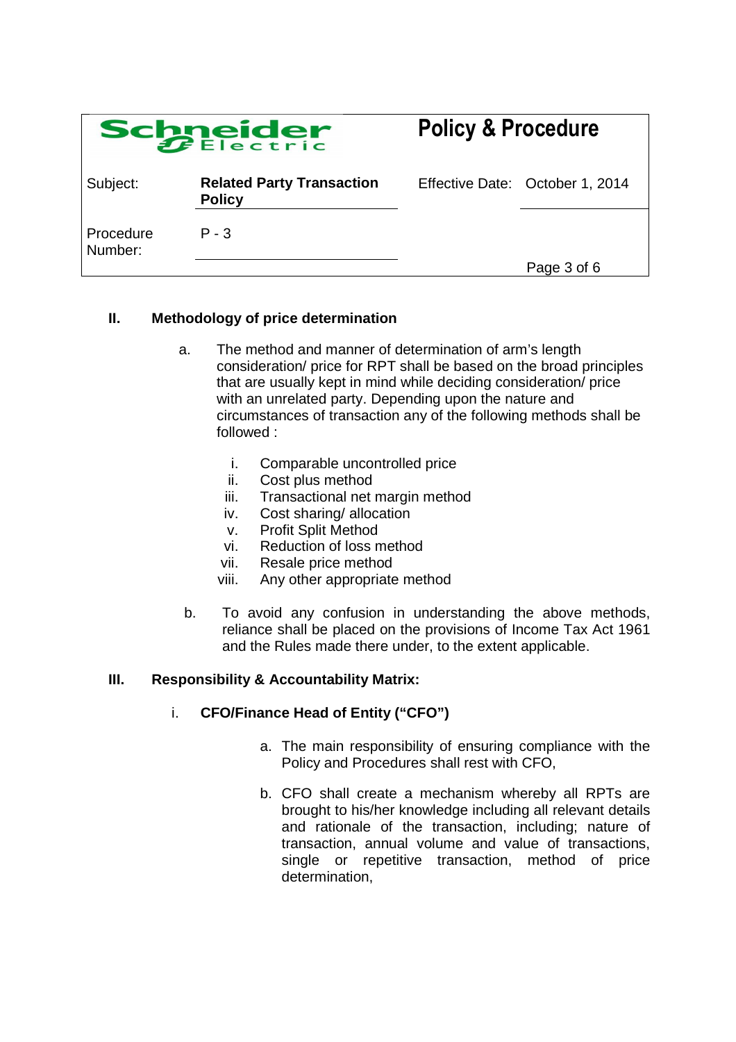## II. Methodology of price determination

a. The method and manner of determination of arm's length consideration/ price for RPT shall be based on the broad principles that are usually kept in mind while deciding consideration/ price with an unrelated party. Depending upon the nature and circumstances of transaction any of the following methods shall be followed :

   i. Comparable uncontrolled price
   ii. Cost plus method
   iii. Transactional net margin method
   iv. Cost sharing/ allocation
   v. Profit Split Method
   vi. Reduction of loss method
   vii. Resale price method
   viii. Any other appropriate method

b. To avoid any confusion in understanding the above methods, reliance shall be placed on the provisions of Income Tax Act 1961 and the Rules made there under, to the extent applicable.

## III. Responsibility & Accountability Matrix:

### i. CFO/Finance Head of Entity ("CFO")

a. The main responsibility of ensuring compliance with the Policy and Procedures shall rest with CFO,

b. CFO shall create a mechanism whereby all RPTs are brought to his/her knowledge including all relevant details and rationale of the transaction, including; nature of transaction, annual volume and value of transactions, single or repetitive transaction, method of price determination,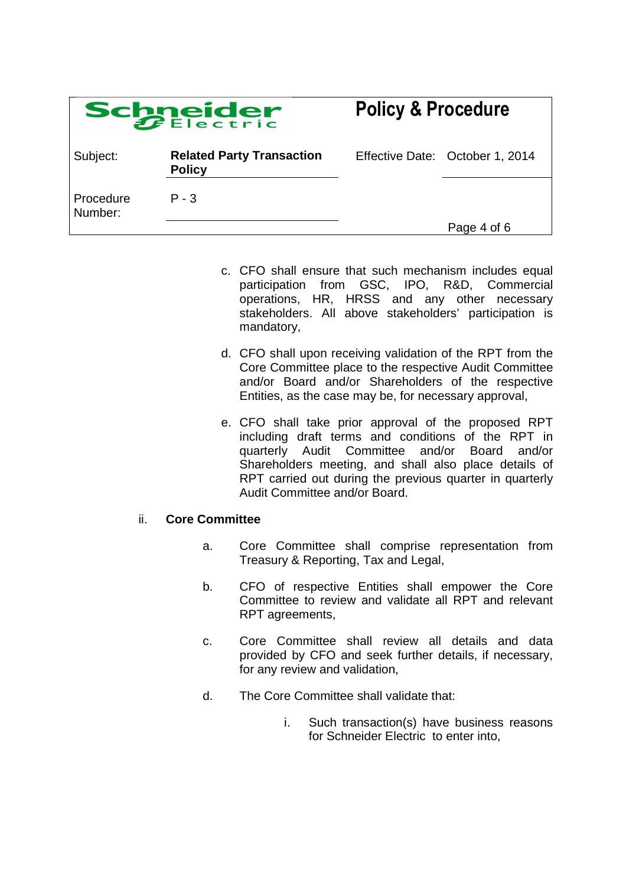c. CFO shall ensure that such mechanism includes equal participation from GSC, IPO, R&D, Commercial operations, HR, HRSS and any other necessary stakeholders. All above stakeholders' participation is mandatory,

d. CFO shall upon receiving validation of the RPT from the Core Committee place to the respective Audit Committee and/or Board and/or Shareholders of the respective Entities, as the case may be, for necessary approval,

e. CFO shall take prior approval of the proposed RPT including draft terms and conditions of the RPT in quarterly Audit Committee and/or Board and/or Shareholders meeting, and shall also place details of RPT carried out during the previous quarter in quarterly Audit Committee and/or Board.

ii. **Core Committee**

a. Core Committee shall comprise representation from Treasury & Reporting, Tax and Legal,

b. CFO of respective Entities shall empower the Core Committee to review and validate all RPT and relevant RPT agreements,

c. Core Committee shall review all details and data provided by CFO and seek further details, if necessary, for any review and validation,

d. The Core Committee shall validate that:

  i. Such transaction(s) have business reasons for Schneider Electric to enter into,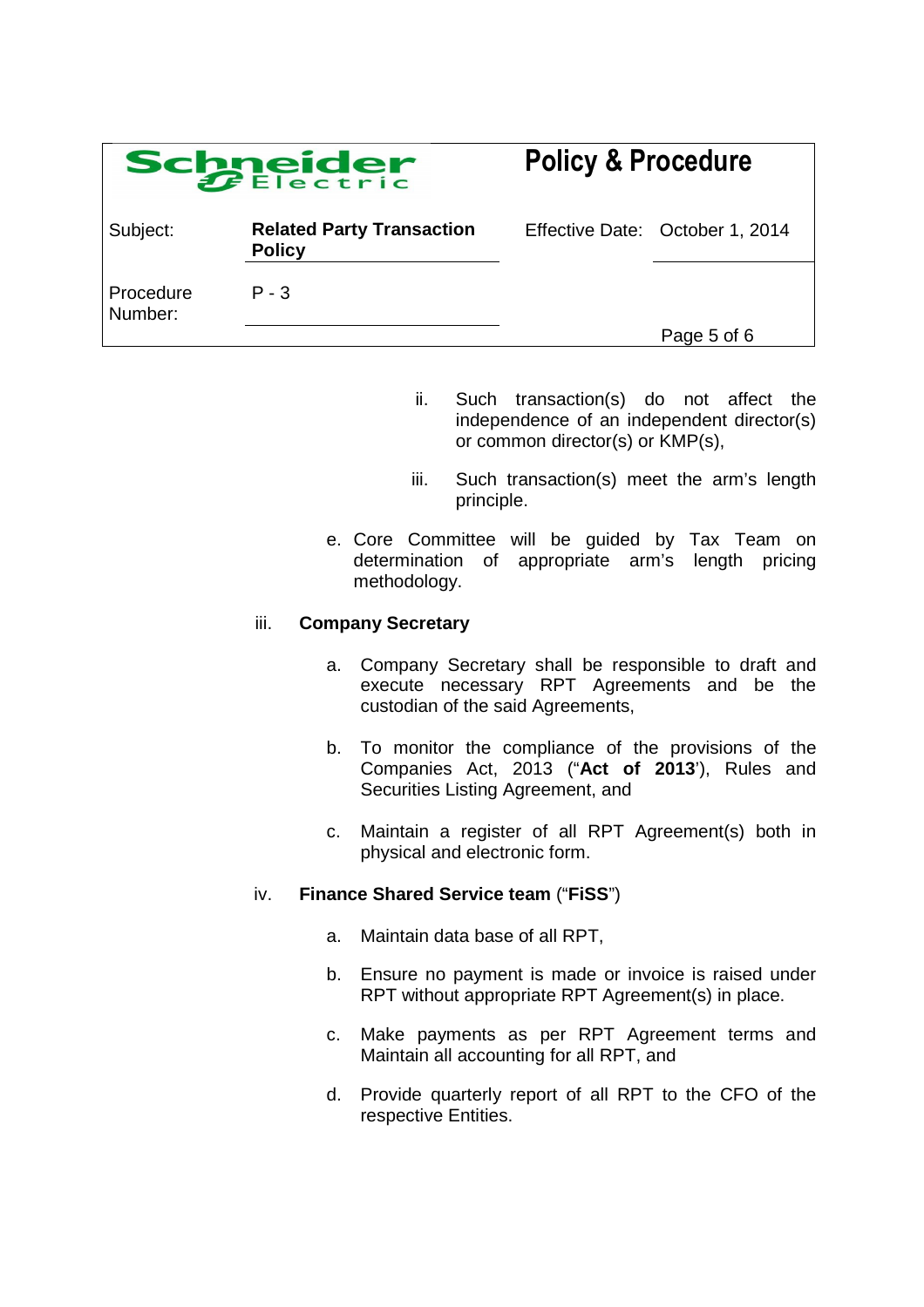ii. Such transaction(s) do not affect the independence of an independent director(s) or common director(s) or KMP(s),

iii. Such transaction(s) meet the arm's length principle.

e. Core Committee will be guided by Tax Team on determination of appropriate arm's length pricing methodology.

iii. **Company Secretary**

a. Company Secretary shall be responsible to draft and execute necessary RPT Agreements and be the custodian of the said Agreements,

b. To monitor the compliance of the provisions of the Companies Act, 2013 ("**Act of 2013**'), Rules and Securities Listing Agreement, and

c. Maintain a register of all RPT Agreement(s) both in physical and electronic form.

iv. **Finance Shared Service team** ("**FiSS**")

a. Maintain data base of all RPT,

b. Ensure no payment is made or invoice is raised under RPT without appropriate RPT Agreement(s) in place.

c. Make payments as per RPT Agreement terms and Maintain all accounting for all RPT, and

d. Provide quarterly report of all RPT to the CFO of the respective Entities.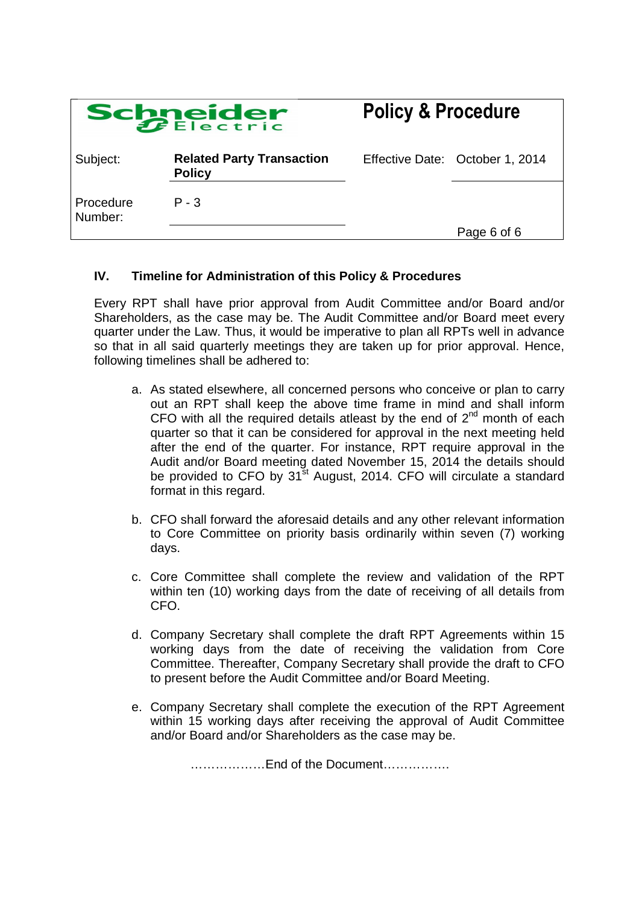## IV. Timeline for Administration of this Policy & Procedures

Every RPT shall have prior approval from Audit Committee and/or Board and/or Shareholders, as the case may be. The Audit Committee and/or Board meet every quarter under the Law. Thus, it would be imperative to plan all RPTs well in advance so that in all said quarterly meetings they are taken up for prior approval. Hence, following timelines shall be adhered to:

a. As stated elsewhere, all concerned persons who conceive or plan to carry out an RPT shall keep the above time frame in mind and shall inform CFO with all the required details atleast by the end of 2nd month of each quarter so that it can be considered for approval in the next meeting held after the end of the quarter. For instance, RPT require approval in the Audit and/or Board meeting dated November 15, 2014 the details should be provided to CFO by 31st August, 2014. CFO will circulate a standard format in this regard.

b. CFO shall forward the aforesaid details and any other relevant information to Core Committee on priority basis ordinarily within seven (7) working days.

c. Core Committee shall complete the review and validation of the RPT within ten (10) working days from the date of receiving of all details from CFO.

d. Company Secretary shall complete the draft RPT Agreements within 15 working days from the date of receiving the validation from Core Committee. Thereafter, Company Secretary shall provide the draft to CFO to present before the Audit Committee and/or Board Meeting.

e. Company Secretary shall complete the execution of the RPT Agreement within 15 working days after receiving the approval of Audit Committee and/or Board and/or Shareholders as the case may be.

………………End of the Document…………….